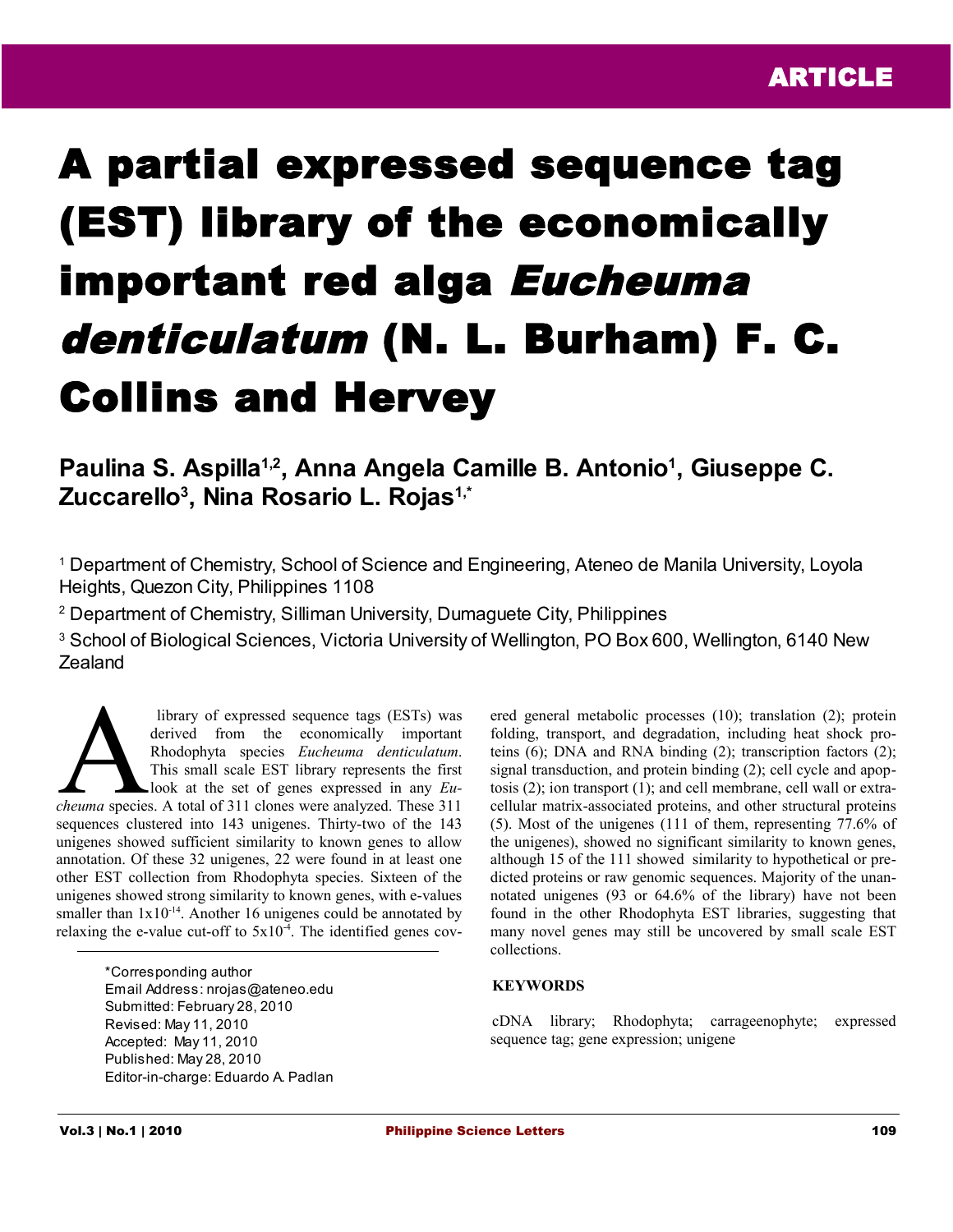ARTICLE

# A partial expressed sequence tag (EST) library of the economically important red alga *Eucheuma denticulatum* (N. L. Burham) F. C. Collins and Hervey

**Paulina S. Aspilla[1,2], Anna Angela Camille B. Antonio[1], Giuseppe C. Zuccarello[3], Nina Rosario L. Rojas[1,*]**

[1] Department of Chemistry, School of Science and Engineering, Ateneo de Manila University, Loyola Heights, Quezon City, Philippines 1108

[2] Department of Chemistry, Silliman University, Dumaguete City, Philippines

[3] School of Biological Sciences, Victoria University of Wellington, PO Box 600, Wellington, 6140 New Zealand

A library of expressed sequence tags (ESTs) was derived from the economically important Rhodophyta species *Eucheuma denticulatum*. This small scale EST library represents the first look at the set of genes expressed in any *Eucheuma* species. A total of 311 clones were analyzed. These 311 sequences clustered into 143 unigenes. Thirty-two of the 143 unigenes showed sufficient similarity to known genes to allow annotation. Of these 32 unigenes, 22 were found in at least one other EST collection from Rhodophyta species. Sixteen of the unigenes showed strong similarity to known genes, with e-values smaller than $1 \times 10^{-14}$. Another 16 unigenes could be annotated by relaxing the e-value cut-off to $5 \times 10^{-4}$. The identified genes covered general metabolic processes (10); translation (2); protein folding, transport, and degradation, including heat shock proteins (6); DNA and RNA binding (2); transcription factors (2); signal transduction, and protein binding (2); cell cycle and apoptosis (2); ion transport (1); and cell membrane, cell wall or extracellular matrix-associated proteins, and other structural proteins (5). Most of the unigenes (111 of them, representing 77.6% of the unigenes), showed no significant similarity to known genes, although 15 of the 111 showed similarity to hypothetical or predicted proteins or raw genomic sequences. Majority of the unannotated unigenes (93 or 64.6% of the library) have not been found in the other Rhodophyta EST libraries, suggesting that many novel genes may still be uncovered by small scale EST collections.

*Corresponding author
Email Address: nrojas@ateneo.edu
Submitted: February 28, 2010
Revised: May 11, 2010
Accepted: May 11, 2010
Published: May 28, 2010
Editor-in-charge: Eduardo A. Padlan

## KEYWORDS

cDNA library; Rhodophyta; carrageenophyte; expressed sequence tag; gene expression; unigene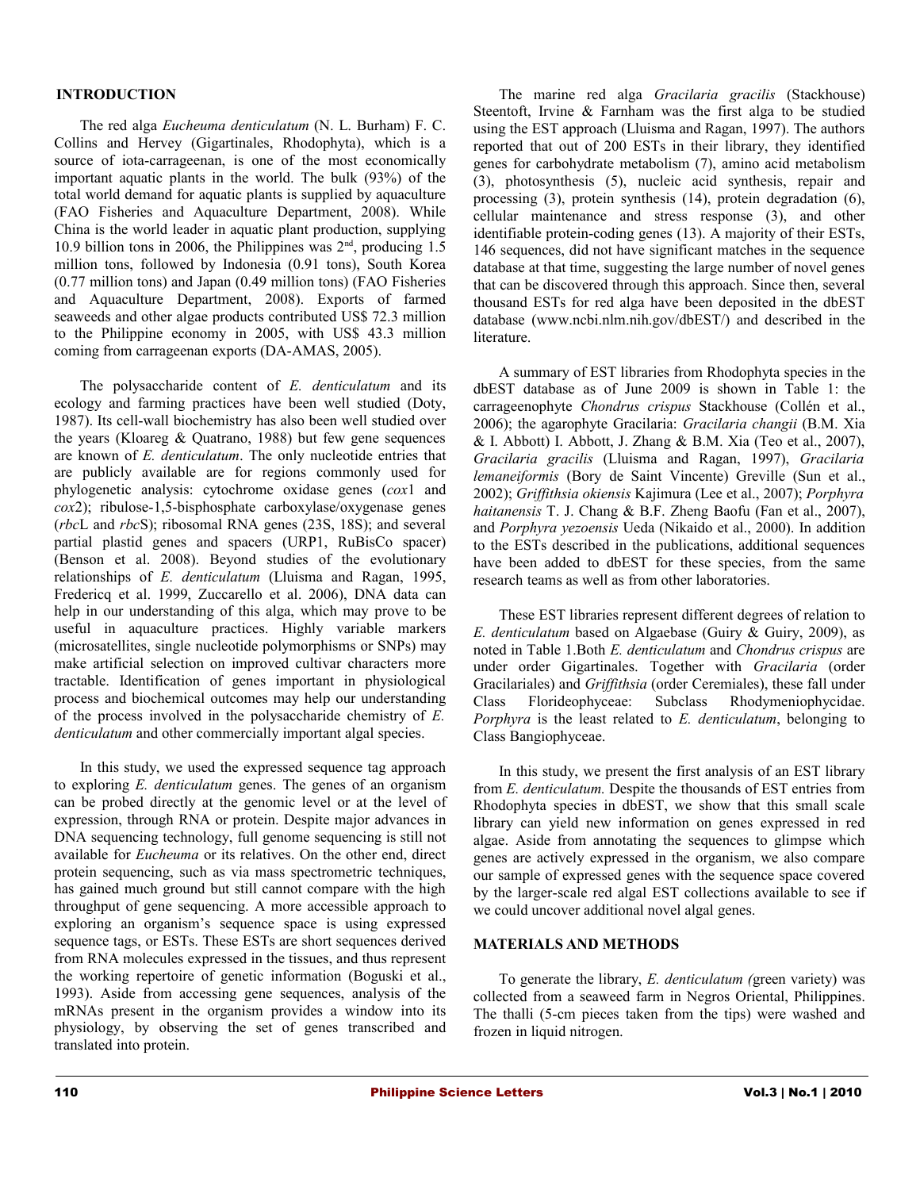## INTRODUCTION

The red alga *Eucheuma denticulatum* (N. L. Burham) F. C. Collins and Hervey (Gigartinales, Rhodophyta), which is a source of iota-carrageenan, is one of the most economically important aquatic plants in the world. The bulk (93%) of the total world demand for aquatic plants is supplied by aquaculture (FAO Fisheries and Aquaculture Department, 2008). While China is the world leader in aquatic plant production, supplying 10.9 billion tons in 2006, the Philippines was 2nd, producing 1.5 million tons, followed by Indonesia (0.91 tons), South Korea (0.77 million tons) and Japan (0.49 million tons) (FAO Fisheries and Aquaculture Department, 2008). Exports of farmed seaweeds and other algae products contributed US$ 72.3 million to the Philippine economy in 2005, with US$ 43.3 million coming from carrageenan exports (DA-AMAS, 2005).

The polysaccharide content of *E. denticulatum* and its ecology and farming practices have been well studied (Doty, 1987). Its cell-wall biochemistry has also been well studied over the years (Kloareg & Quatrano, 1988) but few gene sequences are known of *E. denticulatum*. The only nucleotide entries that are publicly available are for regions commonly used for phylogenetic analysis: cytochrome oxidase genes (*cox*1 and *cox*2); ribulose-1,5-bisphosphate carboxylase/oxygenase genes (*rbc*L and *rbc*S); ribosomal RNA genes (23S, 18S); and several partial plastid genes and spacers (URP1, RuBisCo spacer) (Benson et al. 2008). Beyond studies of the evolutionary relationships of *E. denticulatum* (Lluisma and Ragan, 1995, Fredericq et al. 1999, Zuccarello et al. 2006), DNA data can help in our understanding of this alga, which may prove to be useful in aquaculture practices. Highly variable markers (microsatellites, single nucleotide polymorphisms or SNPs) may make artificial selection on improved cultivar characters more tractable. Identification of genes important in physiological process and biochemical outcomes may help our understanding of the process involved in the polysaccharide chemistry of *E. denticulatum* and other commercially important algal species.

In this study, we used the expressed sequence tag approach to exploring *E. denticulatum* genes. The genes of an organism can be probed directly at the genomic level or at the level of expression, through RNA or protein. Despite major advances in DNA sequencing technology, full genome sequencing is still not available for *Eucheuma* or its relatives. On the other end, direct protein sequencing, such as via mass spectrometric techniques, has gained much ground but still cannot compare with the high throughput of gene sequencing. A more accessible approach to exploring an organism's sequence space is using expressed sequence tags, or ESTs. These ESTs are short sequences derived from RNA molecules expressed in the tissues, and thus represent the working repertoire of genetic information (Boguski et al., 1993). Aside from accessing gene sequences, analysis of the mRNAs present in the organism provides a window into its physiology, by observing the set of genes transcribed and translated into protein.

The marine red alga *Gracilaria gracilis* (Stackhouse) Steentoft, Irvine & Farnham was the first alga to be studied using the EST approach (Lluisma and Ragan, 1997). The authors reported that out of 200 ESTs in their library, they identified genes for carbohydrate metabolism (7), amino acid metabolism (3), photosynthesis (5), nucleic acid synthesis, repair and processing (3), protein synthesis (14), protein degradation (6), cellular maintenance and stress response (3), and other identifiable protein-coding genes (13). A majority of their ESTs, 146 sequences, did not have significant matches in the sequence database at that time, suggesting the large number of novel genes that can be discovered through this approach. Since then, several thousand ESTs for red alga have been deposited in the dbEST database (www.ncbi.nlm.nih.gov/dbEST/) and described in the literature.

A summary of EST libraries from Rhodophyta species in the dbEST database as of June 2009 is shown in Table 1: the carrageenophyte *Chondrus crispus* Stackhouse (Collén et al., 2006); the agarophyte Gracilaria: *Gracilaria changii* (B.M. Xia & I. Abbott) I. Abbott, J. Zhang & B.M. Xia (Teo et al., 2007), *Gracilaria gracilis* (Lluisma and Ragan, 1997), *Gracilaria lemaneiformis* (Bory de Saint Vincente) Greville (Sun et al., 2002); *Griffithsia okiensis* Kajimura (Lee et al., 2007); *Porphyra haitanensis* T. J. Chang & B.F. Zheng Baofu (Fan et al., 2007), and *Porphyra yezoensis* Ueda (Nikaido et al., 2000). In addition to the ESTs described in the publications, additional sequences have been added to dbEST for these species, from the same research teams as well as from other laboratories.

These EST libraries represent different degrees of relation to *E. denticulatum* based on Algaebase (Guiry & Guiry, 2009), as noted in Table 1.Both *E. denticulatum* and *Chondrus crispus* are under order Gigartinales. Together with *Gracilaria* (order Gracilariales) and *Griffithsia* (order Ceremiales), these fall under Class Florideophyceae: Subclass Rhodymeniophycidae. *Porphyra* is the least related to *E. denticulatum*, belonging to Class Bangiophyceae.

In this study, we present the first analysis of an EST library from *E. denticulatum.* Despite the thousands of EST entries from Rhodophyta species in dbEST, we show that this small scale library can yield new information on genes expressed in red algae. Aside from annotating the sequences to glimpse which genes are actively expressed in the organism, we also compare our sample of expressed genes with the sequence space covered by the larger-scale red algal EST collections available to see if we could uncover additional novel algal genes.

## MATERIALS AND METHODS

To generate the library, *E. denticulatum (*green variety) was collected from a seaweed farm in Negros Oriental, Philippines. The thalli (5-cm pieces taken from the tips) were washed and frozen in liquid nitrogen.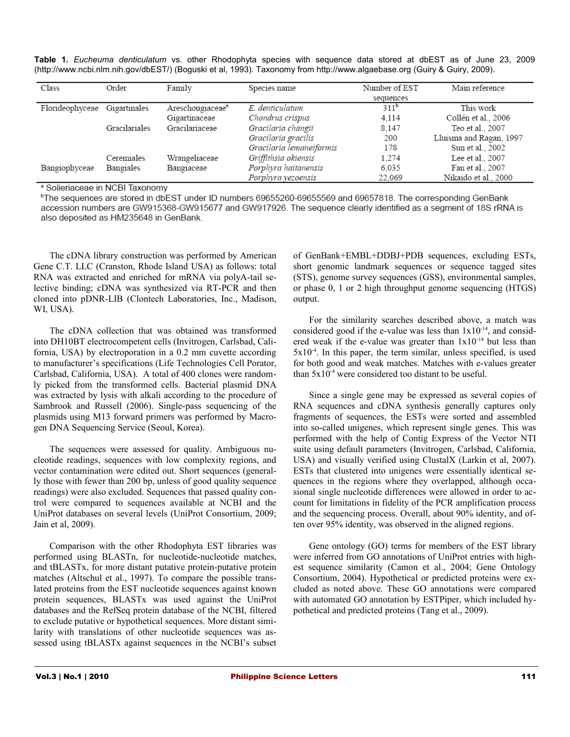**Table 1.** *Eucheuma denticulatum* vs. other Rhodophyta species with sequence data stored at dbEST as of June 23, 2009 (http://www.ncbi.nlm.nih.gov/dbEST/) (Boguski et al, 1993). Taxonomy from http://www.algaebase.org (Guiry & Guiry, 2009).

| Class | Order | Family | Species name | Number of EST sequences | Main reference |
|---|---|---|---|---|---|
| Florideophyceae | Gigartinales | Areschougiaceae[a] | *E. denticulatum* | 311[b] | This work |
| | | Gigartinaceae | *Chondrus crispus* | 4,114 | Collén et al., 2006 |
| | Gracilariales | Gracilariaceae | *Gracilaria changii* | 8,147 | Teo et al., 2007 |
| | | | *Gracilaria gracilis* | 200 | Lluisma and Ragan, 1997 |
| | | | *Gracilaria lemaneiformis* | 178 | Sun et al., 2002 |
| | Ceremiales | Wrangeliaceae | *Griffithsia okiensis* | 1,274 | Lee et al., 2007 |
| Bangiophyceae | Bangiales | Bangiaceae | *Porphyra haitanensis* | 6,035 | Fan et al., 2007 |
| | | | *Porphyra yezoensis* | 22,069 | Nikaido et al., 2000 |

[a] Solieriaceae in NCBI Taxonomy

[b]The sequences are stored in dbEST under ID numbers 69655260-69655569 and 69657818. The corresponding GenBank accession numbers are GW915368-GW915677 and GW917926. The sequence clearly identified as a segment of 18S rRNA is also deposited as HM235648 in GenBank.

The cDNA library construction was performed by American Gene C.T. LLC (Cranston, Rhode Island USA) as follows: total RNA was extracted and enriched for mRNA via polyA-tail selective binding; cDNA was synthesized via RT-PCR and then cloned into pDNR-LIB (Clontech Laboratories, Inc., Madison, WI, USA).

The cDNA collection that was obtained was transformed into DH10BT electrocompetent cells (Invitrogen, Carlsbad, California, USA) by electroporation in a 0.2 mm cuvette according to manufacturer's specifications (Life Technologies Cell Porator, Carlsbad, California, USA). A total of 400 clones were randomly picked from the transformed cells. Bacterial plasmid DNA was extracted by lysis with alkali according to the procedure of Sambrook and Russell (2006). Single-pass sequencing of the plasmids using M13 forward primers was performed by Macrogen DNA Sequencing Service (Seoul, Korea).

The sequences were assessed for quality. Ambiguous nucleotide readings, sequences with low complexity regions, and vector contamination were edited out. Short sequences (generally those with fewer than 200 bp, unless of good quality sequence readings) were also excluded. Sequences that passed quality control were compared to sequences available at NCBI and the UniProt databases on several levels (UniProt Consortium, 2009; Jain et al, 2009).

Comparison with the other Rhodophyta EST libraries was performed using BLASTn, for nucleotide-nucleotide matches, and tBLASTx, for more distant putative protein-putative protein matches (Altschul et al., 1997). To compare the possible translated proteins from the EST nucleotide sequences against known protein sequences, BLASTx was used against the UniProt databases and the RefSeq protein database of the NCBI, filtered to exclude putative or hypothetical sequences. More distant similarity with translations of other nucleotide sequences was assessed using tBLASTx against sequences in the NCBI's subset of GenBank+EMBL+DDBJ+PDB sequences, excluding ESTs, short genomic landmark sequences or sequence tagged sites (STS), genome survey sequences (GSS), environmental samples, or phase 0, 1 or 2 high throughput genome sequencing (HTGS) output.

For the similarity searches described above, a match was considered good if the e-value was less than $1 \times 10^{-14}$, and considered weak if the e-value was greater than $1 \times 10^{-14}$ but less than $5 \times 10^{-4}$. In this paper, the term similar, unless specified, is used for both good and weak matches. Matches with e-values greater than $5 \times 10^{-4}$ were considered too distant to be useful.

Since a single gene may be expressed as several copies of RNA sequences and cDNA synthesis generally captures only fragments of sequences, the ESTs were sorted and assembled into so-called unigenes, which represent single genes. This was performed with the help of Contig Express of the Vector NTI suite using default parameters (Invitrogen, Carlsbad, California, USA) and visually verified using ClustalX (Larkin et al, 2007). ESTs that clustered into unigenes were essentially identical sequences in the regions where they overlapped, although occasional single nucleotide differences were allowed in order to account for limitations in fidelity of the PCR amplification process and the sequencing process. Overall, about 90% identity, and often over 95% identity, was observed in the aligned regions.

Gene ontology (GO) terms for members of the EST library were inferred from GO annotations of UniProt entries with highest sequence similarity (Camon et al., 2004; Gene Ontology Consortium, 2004). Hypothetical or predicted proteins were excluded as noted above. These GO annotations were compared with automated GO annotation by ESTPiper, which included hypothetical and predicted proteins (Tang et al., 2009).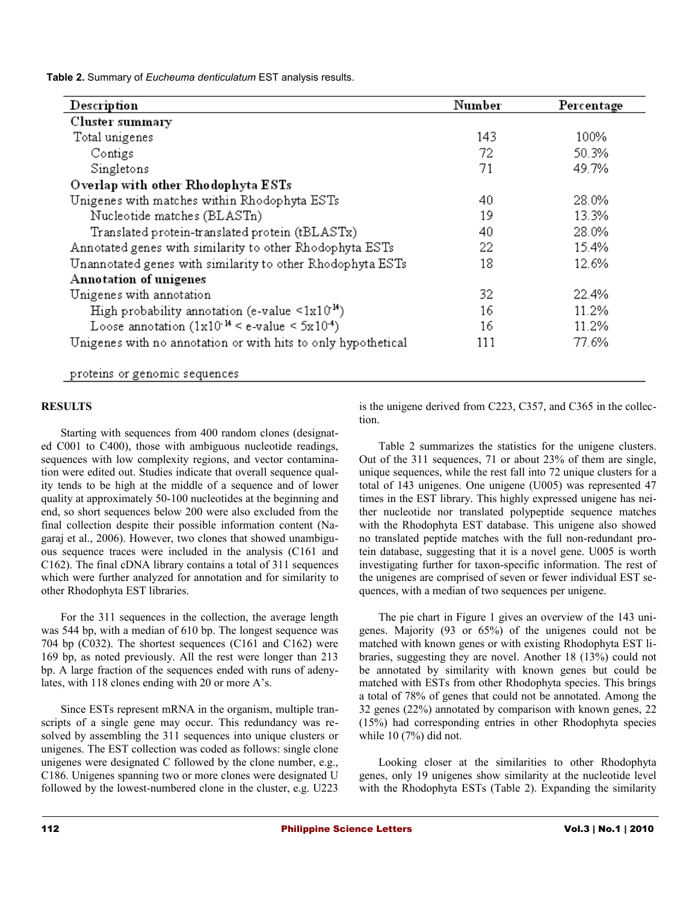**Table 2.** Summary of *Eucheuma denticulatum* EST analysis results.

| Description | Number | Percentage |
|---|---|---|
| **Cluster summary** | | |
| Total unigenes | 143 | 100% |
| Contigs | 72 | 50.3% |
| Singletons | 71 | 49.7% |
| **Overlap with other Rhodophyta ESTs** | | |
| Unigenes with matches within Rhodophyta ESTs | 40 | 28.0% |
| Nucleotide matches (BLASTn) | 19 | 13.3% |
| Translated protein-translated protein (tBLASTx) | 40 | 28.0% |
| Annotated genes with similarity to other Rhodophyta ESTs | 22 | 15.4% |
| Unannotated genes with similarity to other Rhodophyta ESTs | 18 | 12.6% |
| **Annotation of unigenes** | | |
| Unigenes with annotation | 32 | 22.4% |
| High probability annotation (e-value $<1 \times 10^{-14}$) | 16 | 11.2% |
| Loose annotation ($1 \times 10^{-14}$ < e-value < $5 \times 10^{-4}$) | 16 | 11.2% |
| Unigenes with no annotation or with hits to only hypothetical proteins or genomic sequences | 111 | 77.6% |

## RESULTS

Starting with sequences from 400 random clones (designated C001 to C400), those with ambiguous nucleotide readings, sequences with low complexity regions, and vector contamination were edited out. Studies indicate that overall sequence quality tends to be high at the middle of a sequence and of lower quality at approximately 50-100 nucleotides at the beginning and end, so short sequences below 200 were also excluded from the final collection despite their possible information content (Nagaraj et al., 2006). However, two clones that showed unambiguous sequence traces were included in the analysis (C161 and C162). The final cDNA library contains a total of 311 sequences which were further analyzed for annotation and for similarity to other Rhodophyta EST libraries.

For the 311 sequences in the collection, the average length was 544 bp, with a median of 610 bp. The longest sequence was 704 bp (C032). The shortest sequences (C161 and C162) were 169 bp, as noted previously. All the rest were longer than 213 bp. A large fraction of the sequences ended with runs of adenylates, with 118 clones ending with 20 or more A's.

Since ESTs represent mRNA in the organism, multiple transcripts of a single gene may occur. This redundancy was resolved by assembling the 311 sequences into unique clusters or unigenes. The EST collection was coded as follows: single clone unigenes were designated C followed by the clone number, e.g., C186. Unigenes spanning two or more clones were designated U followed by the lowest-numbered clone in the cluster, e.g. U223 is the unigene derived from C223, C357, and C365 in the collection.

Table 2 summarizes the statistics for the unigene clusters. Out of the 311 sequences, 71 or about 23% of them are single, unique sequences, while the rest fall into 72 unique clusters for a total of 143 unigenes. One unigene (U005) was represented 47 times in the EST library. This highly expressed unigene has neither nucleotide nor translated polypeptide sequence matches with the Rhodophyta EST database. This unigene also showed no translated peptide matches with the full non-redundant protein database, suggesting that it is a novel gene. U005 is worth investigating further for taxon-specific information. The rest of the unigenes are comprised of seven or fewer individual EST sequences, with a median of two sequences per unigene.

The pie chart in Figure 1 gives an overview of the 143 unigenes. Majority (93 or 65%) of the unigenes could not be matched with known genes or with existing Rhodophyta EST libraries, suggesting they are novel. Another 18 (13%) could not be annotated by similarity with known genes but could be matched with ESTs from other Rhodophyta species. This brings a total of 78% of genes that could not be annotated. Among the 32 genes (22%) annotated by comparison with known genes, 22 (15%) had corresponding entries in other Rhodophyta species while 10 (7%) did not.

Looking closer at the similarities to other Rhodophyta genes, only 19 unigenes show similarity at the nucleotide level with the Rhodophyta ESTs (Table 2). Expanding the similarity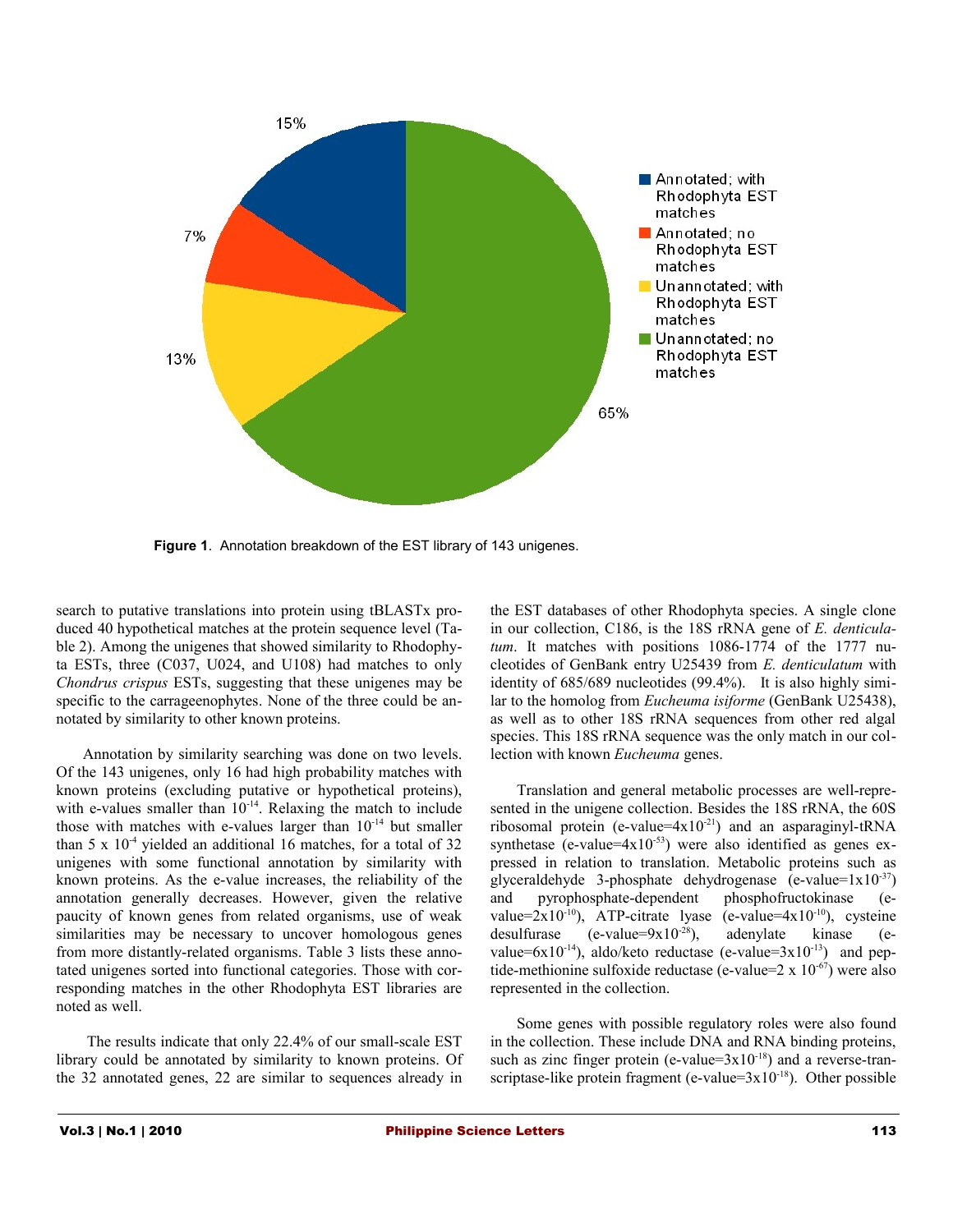**Figure 1**. Annotation breakdown of the EST library of 143 unigenes.

search to putative translations into protein using tBLASTx produced 40 hypothetical matches at the protein sequence level (Table 2). Among the unigenes that showed similarity to Rhodophyta ESTs, three (C037, U024, and U108) had matches to only *Chondrus crispus* ESTs, suggesting that these unigenes may be specific to the carrageenophytes. None of the three could be annotated by similarity to other known proteins.

Annotation by similarity searching was done on two levels. Of the 143 unigenes, only 16 had high probability matches with known proteins (excluding putative or hypothetical proteins), with e-values smaller than $10^{-14}$. Relaxing the match to include those with matches with e-values larger than $10^{-14}$ but smaller than $5 \times 10^{-4}$ yielded an additional 16 matches, for a total of 32 unigenes with some functional annotation by similarity with known proteins. As the e-value increases, the reliability of the annotation generally decreases. However, given the relative paucity of known genes from related organisms, use of weak similarities may be necessary to uncover homologous genes from more distantly-related organisms. Table 3 lists these annotated unigenes sorted into functional categories. Those with corresponding matches in the other Rhodophyta EST libraries are noted as well.

The results indicate that only 22.4% of our small-scale EST library could be annotated by similarity to known proteins. Of the 32 annotated genes, 22 are similar to sequences already in the EST databases of other Rhodophyta species. A single clone in our collection, C186, is the 18S rRNA gene of *E. denticulatum*. It matches with positions 1086-1774 of the 1777 nucleotides of GenBank entry U25439 from *E. denticulatum* with identity of 685/689 nucleotides (99.4%). It is also highly similar to the homolog from *Eucheuma isiforme* (GenBank U25438), as well as to other 18S rRNA sequences from other red algal species. This 18S rRNA sequence was the only match in our collection with known *Eucheuma* genes.

Translation and general metabolic processes are well-represented in the unigene collection. Besides the 18S rRNA, the 60S ribosomal protein (e-value=$4 \times 10^{-21}$) and an asparaginyl-tRNA synthetase (e-value=$4 \times 10^{-53}$) were also identified as genes expressed in relation to translation. Metabolic proteins such as glyceraldehyde 3-phosphate dehydrogenase (e-value=$1 \times 10^{-37}$) and pyrophosphate-dependent phosphofructokinase (e-value=$2 \times 10^{-10}$), ATP-citrate lyase (e-value=$4 \times 10^{-10}$), cysteine desulfurase (e-value=$9 \times 10^{-28}$), adenylate kinase (e-value=$6 \times 10^{-14}$), aldo/keto reductase (e-value=$3 \times 10^{-13}$) and peptide-methionine sulfoxide reductase (e-value=$2 \times 10^{-67}$) were also represented in the collection.

Some genes with possible regulatory roles were also found in the collection. These include DNA and RNA binding proteins, such as zinc finger protein (e-value=$3 \times 10^{-18}$) and a reverse-transcriptase-like protein fragment (e-value=$3 \times 10^{-18}$). Other possible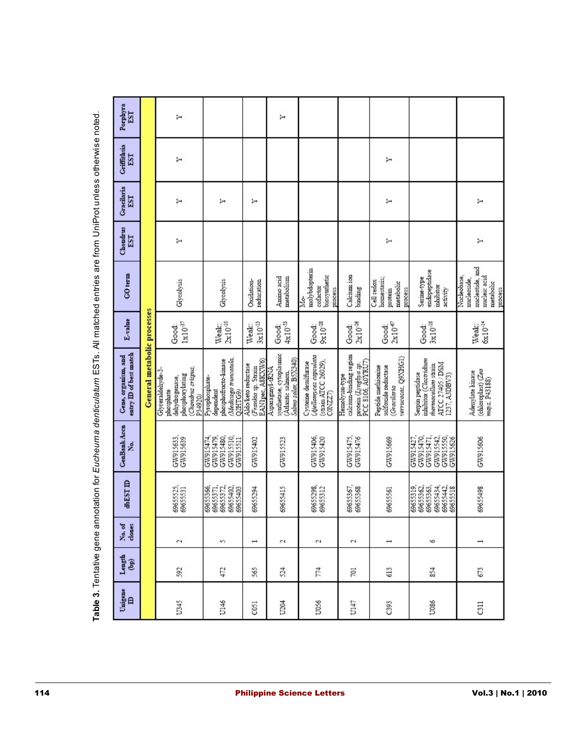**Table 3.** Tentative gene annotation for *Eucheuma denticulatum* ESTs. All matched entries are from UniProt unless otherwise noted.

| Unigene ID | Length (bp) | No. of clones | dbEST ID | GenBank Accn No. | Gene, organism, and entry ID of best match | E-value | GO term | Chondrus EST | Gracilaria EST | Griffithsia EST | Porphyra EST |
|---|---|---|---|---|---|---|---|---|---|---|---|
| **General metabolic processes** | | | | | | | | | | | |
| U345 | 592 | 2 | 69655525, 69655531 | GW915633, GW915639 | Glyceraldehyde-3-phosphate dehydrogenase, phosphorylating (*Chondrus crispus*, P34920) | Good: $1x10^{-37}$ | Glycolysis | Y | Y | Y | Y |
| U146 | 472 | 5 | 69655366, 69655371, 69655372, 69655402, 69655403 | GW915474, GW915479, GW915480, GW915510, GW915511 | Pyrophosphate-dependent phosphofructo-kinase (*Medicago truncatula*, Q2HTG9) | Weak: $2x10^{-10}$ | Glycolysis | | Y | | |
| C051 | 565 | 1 | 69655294 | GW915402 | Aldo keto reductase (*Frankia* sp. Strain EAN1pec, A8KXW6) | Weak: $3x10^{-13}$ | Oxidation-reduction | | Y | | |
| U204 | 524 | 2 | 69655415 | GW915523 | Asparaginyl-tRNA synthetase, cytoplasmic (Atlantic salmon, *Salmo salar*, B5X340) | Good: $4x10^{-53}$ | Amino acid metabolism | | | | Y |
| U056 | 774 | 2 | 69655298, 69655312 | GW915406, GW915420 | Cysteine desulfurase (*Ajellomyces capsulata* (strain ATCC 26029), C0NZZ7) | Good: $9x10^{-28}$ | Mo-molybdopterin cofactor biosynthetic process | | | | |
| U147 | 701 | 2 | 69655367, 69655368 | GW915475, GW915476 | Hemolysin-type calcium-binding region protein (*Lyngbya sp.* PCC 8106, A0YRU7) | Good: $2x10^{-26}$ | Calcium ion binding | | | | |
| C393 | 613 | 1 | 69655561 | GW915669 | Peptide methionine sulfoxide reductase (*Gracilaria verrucosa*, Q9XHG1) | Good: $2x10^{-67}$ | Cell redox homeostasis; protein metabolic process | Y | Y | Y | |
| U086 | 854 | 6 | 69655319, 69655362, 69655363, 69655434, 69655442, 69655518 | GW915427, GW915470, GW915471, GW915542, GW915550, GW915626 | Serpin peptidase inhibitor (*Clostridium thermocellum* strain ATCC 27405 / DSM 1237, A3DBV3) | Good: $3x10^{-18}$ | Serine-type endopeptidase inhibitor activity | | | | |
| C311 | 673 | 1 | 69655498 | GW915606 | Adenylate kinase (chloroplast) (*Zea mays*, P43188) | Weak: $6x10^{-14}$ | Nucleobase, nucleoside, nucleotide, and nucleic acid metabolic process | Y | Y | | |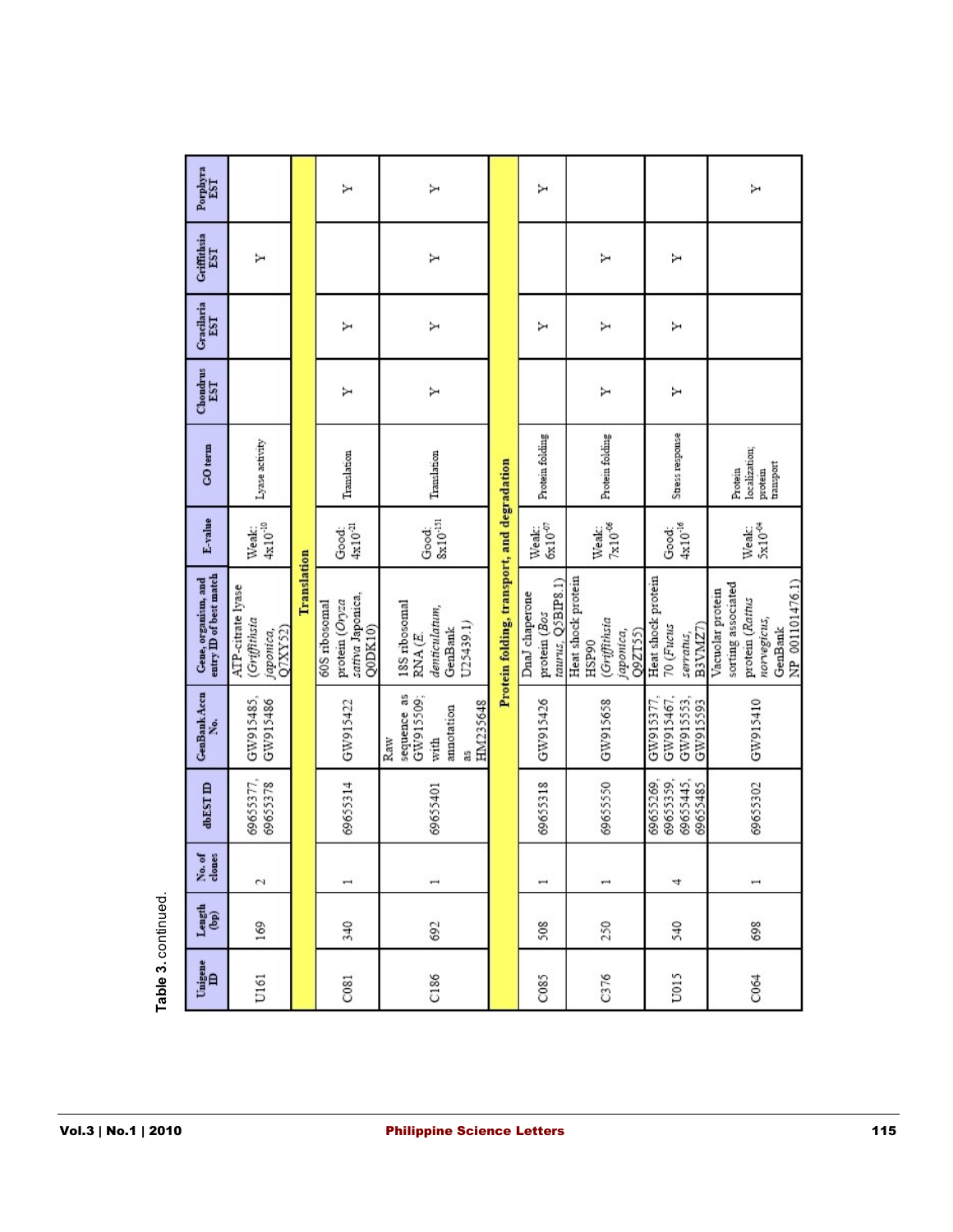**Table 3.** continued.

| Unigene ID | Length (bp) | No. of clones | dbEST ID | GenBank Accn No. | Gene, organism, and entry ID of best match | E-value | GO term | Chondrus EST | Gracilaria EST | Griffithsia EST | Porphyra EST |
|---|---|---|---|---|---|---|---|---|---|---|---|
| U161 | 169 | 2 | 69655377, 69655378 | GW915485, GW915486 | ATP-citrate lyase (*Griffithsia japonica*, Q7XY52) | Weak: $4x10^{-10}$ | Lyase activity | | | Y | |
| **Translation** | | | | | | | | | | | |
| C081 | 340 | 1 | 69655314 | GW915422 | 60S ribosomal protein (*Oryza sativa* Japonica, Q0DK10) | Good: $4x10^{-21}$ | Translation | Y | Y | | Y |
| C186 | 692 | 1 | 69655401 | Raw sequence as GW915509; with annotation as HM235648 | 18S ribosomal RNA (*E. denticulatum*, GenBank U25439.1) | Good: $8x10^{-151}$ | Translation | Y | Y | Y | Y |
| **Protein folding, transport, and degradation** | | | | | | | | | | | |
| C085 | 508 | 1 | 69655318 | GW915426 | DnaJ chaperone protein (*Bos taurus*, Q5BIP8.1) | Weak: $6x10^{-07}$ | Protein folding | | Y | | Y |
| C376 | 250 | 1 | 69655550 | GW915658 | Heat shock protein HSP90 (*Griffithsia japonica*, Q9ZT55) | Weak: $7x10^{-06}$ | Protein folding | Y | Y | Y | |
| U015 | 540 | 4 | 69655269, 69655359, 69655445, 69655485 | GW915377, GW915467, GW915553, GW915593 | Heat shock protein 70 (*Fucus serratus*, B3VMZ7) | Good: $4x10^{-16}$ | Stress response | Y | Y | Y | |
| C064 | 698 | 1 | 69655302 | GW915410 | Vacuolar protein sorting associated protein (*Rattus norvegicus*, GenBank NP_001101476.1) | Weak: $5x10^{-04}$ | Protein localization; protein transport | | | | Y |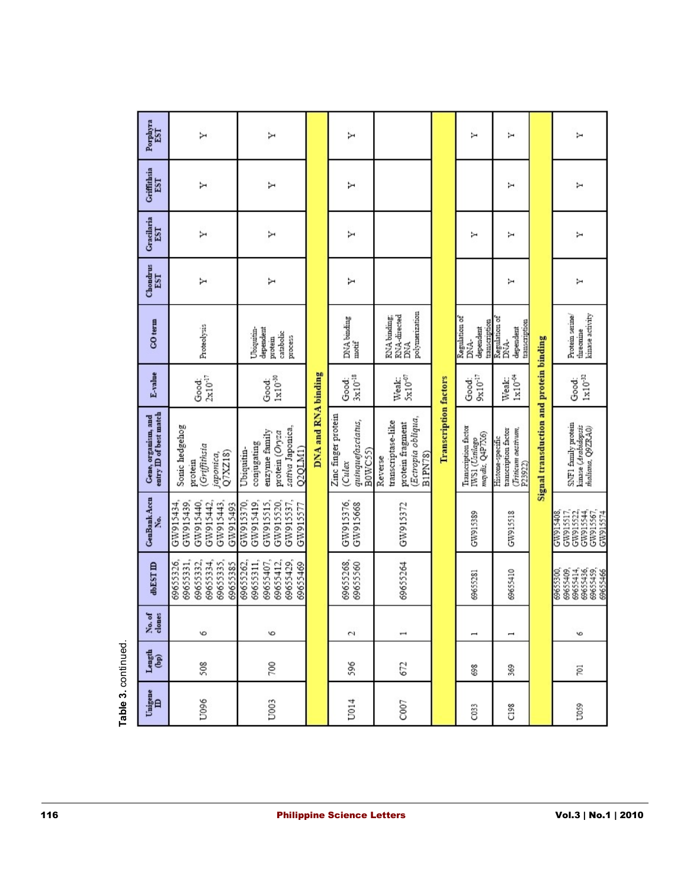Table 3. continued.

| Unigene ID | Length (bp) | No. of clones | dbEST ID | GenBank Accn No. | Gene, organism, and entry ID of best match | E-value | GO term | Chondrus EST | Gracilaria EST | Griffithsia EST | Porphyra EST |
|---|---|---|---|---|---|---|---|---|---|---|---|
| U096 | 508 | 6 | 69655326, 69655331, 69655332, 69655334, 69655335, 69655385 | GW915434, GW915439, GW915440, GW915442, GW915443, GW915493 | Sonic hedgehog protein (*Griffithsia japonica*, Q7XZ18) | Good: $2x10^{-17}$ | Proteolysis | Y | Y | Y | Y |
| U003 | 700 | 6 | 69655262, 69655311, 69655407, 69655412, 69655429, 69655469 | GW915370, GW915419, GW915515, GW915520, GW915537, GW915577 | Ubiquitin-conjugating enzyme family protein (*Oryza sativa* Japonica, Q2QLM1) | Good: $1x10^{-30}$ | Ubiquitin-dependent protein catabolic process | Y | Y | Y | Y |
| **DNA and RNA binding** | | | | | | | | | | | |
| U014 | 596 | 2 | 69655268, 69655560 | GW915376, GW915668 | Zinc finger protein (*Culex quinquefasciatus*, B0WC55) | Good: $3x10^{-18}$ | DNA binding motif | Y | Y | Y | Y |
| C007 | 672 | 1 | 69655264 | GW915372 | Reverse transcriptase-like protein fragment (*Ectropia obliqua*, B1PN78) | Weak: $5x10^{-07}$ | RNA binding; RNA-directed DNA polymerization | | | | |
| **Transcription factors** | | | | | | | | | | | |
| C033 | 698 | 1 | 69655281 | GW915389 | Transcription factor IWS1 (*Ustilago maydis*, Q4P7X6) | Good: $9x10^{-17}$ | Regulation of DNA-dependent transcription | | Y | | Y |
| C198 | 369 | 1 | 69655410 | GW915518 | Histone-specific transcription factor (*Triticum aestivum*, P23922) | Weak: $1x10^{-04}$ | Regulation of DNA-dependent transcription | Y | Y | Y | Y |
| **Signal transduction and protein binding** | | | | | | | | | | | |
| U059 | 701 | 6 | 69655300, 69655409, 69655414, 69655436, 69655459, 69655466 | GW915408, GW915517, GW915522, GW915544, GW915567, GW915574 | SNF1 family protein kinase (*Arabidopsis thaliana*, Q9ZRA0) | Good: $1x10^{-32}$ | Protein serine/threonine kinase activity | Y | Y | Y | Y |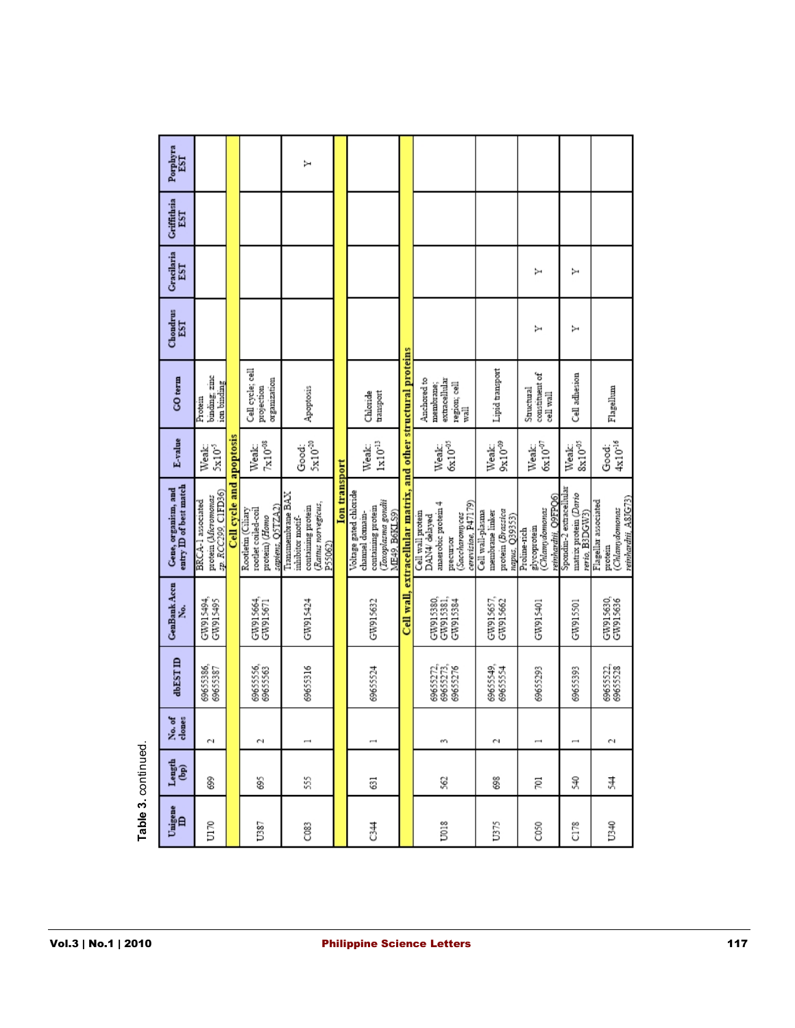Table 3. continued.

| Unigene ID | Length (bp) | No. of clones | dbEST ID | GenBank Accn No. | Gene, organism, and entry ID of best match | E-value | GO term | Chondrus EST | Gracilaria EST | Griffithsia EST | Porphyra EST |
|---|---|---|---|---|---|---|---|---|---|---|---|
| U170 | 699 | 2 | 69655386, 69655387 | GW915494, GW915495 | BRCA-1 associated protein (*Micromonas sp.* RCC299, C1FD36) | Weak: $5x10^{-5}$ | Protein binding; zinc ion binding | | | | |
| **Cell cycle and apoptosis** | | | | | | | | | | | |
| U387 | 695 | 2 | 69655556, 69655563 | GW915664, GW915671 | Rootletin (Ciliary rootlet coiled-coil protein) (*Homo sapiens*, Q5TZA2) | Weak: $7x10^{-08}$ | Cell cycle; cell projection organization | | | | |
| C083 | 555 | 1 | 69655316 | GW915424 | Transmembrane BAX inhibitor motif-containing protein (*Rattus norvegicus*, P55062) | Good: $5x10^{-20}$ | Apoptosis | | | | Y |
| **Ion transport** | | | | | | | | | | | |
| C344 | 631 | 1 | 69655524 | GW915632 | Voltage gated chloride channel domain-containing protein (*Toxoplasma gondii* ME49, B6KLS9) | Weak: $1x10^{-13}$ | Chloride transport | | | | |
| **Cell wall, extracellular matrix, and other structural proteins** | | | | | | | | | | | |
| U018 | 562 | 3 | 69655272, 69655273, 69655276 | GW915380, GW915381, GW915384 | Cell wall protein DAN4/ delayed anaerobic protein 4 precursor (*Saccharomyces cerevisiae*, P47179) | Weak: $6x10^{-05}$ | Anchored to membrane; extracellular region; cell wall | | | | |
| U375 | 698 | 2 | 69655549, 69655554 | GW915657, GW915662 | Cell wall-plasma membrane linker protein (*Brassica napus*, Q39353) | Weak: $9x10^{-09}$ | Lipid transport | | | | |
| C050 | 701 | 1 | 69655293 | GW915401 | Proline-rich glycoprotein (*Chlamydomonas reinhardtii*, Q9FPQ6) | Weak: $6x10^{-07}$ | Structural constituent of cell wall | Y | Y | | |
| C178 | 540 | 1 | 69655393 | GW915501 | Spondin-2 extracellular matrix protein (*Danio rerio*, B3DGW3) | Weak: $8x10^{-05}$ | Cell adhesion | Y | Y | | |
| U340 | 544 | 2 | 69655522, 69655528 | GW915630, GW915636 | Flagellar associated protein (*Chlamydomonas reinhardtii*, A8JG73) | Good: $4x10^{-16}$ | Flagellum | | | | |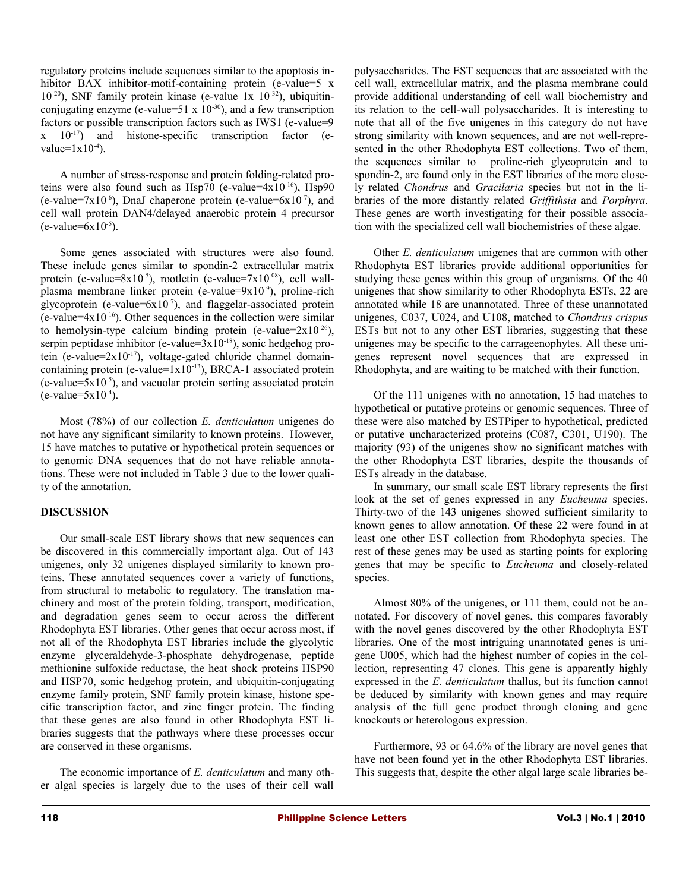regulatory proteins include sequences similar to the apoptosis inhibitor BAX inhibitor-motif-containing protein (e-value=5 x $10^{-20}$), SNF family protein kinase (e-value 1x $10^{-32}$), ubiquitin-conjugating enzyme (e-value=51 x $10^{-30}$), and a few transcription factors or possible transcription factors such as IWS1 (e-value=9 x $10^{-17}$) and histone-specific transcription factor (e-value=1x$10^{-4}$).

A number of stress-response and protein folding-related proteins were also found such as Hsp70 (e-value=4x$10^{-16}$), Hsp90 (e-value=7x$10^{-6}$), DnaJ chaperone protein (e-value=6x$10^{-7}$), and cell wall protein DAN4/delayed anaerobic protein 4 precursor (e-value=6x$10^{-5}$).

Some genes associated with structures were also found. These include genes similar to spondin-2 extracellular matrix protein (e-value=8x$10^{-5}$), rootletin (e-value=7x$10^{-08}$), cell wall-plasma membrane linker protein (e-value=9x$10^{-9}$), proline-rich glycoprotein (e-value=6x$10^{-7}$), and flaggelar-associated protein (e-value=4x$10^{-16}$). Other sequences in the collection were similar to hemolysin-type calcium binding protein (e-value=2x$10^{-26}$), serpin peptidase inhibitor (e-value=3x$10^{-18}$), sonic hedgehog protein (e-value=2x$10^{-17}$), voltage-gated chloride channel domain-containing protein (e-value=1x$10^{-13}$), BRCA-1 associated protein (e-value=5x$10^{-5}$), and vacuolar protein sorting associated protein (e-value=5x$10^{-4}$).

Most (78%) of our collection *E. denticulatum* unigenes do not have any significant similarity to known proteins. However, 15 have matches to putative or hypothetical protein sequences or to genomic DNA sequences that do not have reliable annotations. These were not included in Table 3 due to the lower quality of the annotation.

## DISCUSSION

Our small-scale EST library shows that new sequences can be discovered in this commercially important alga. Out of 143 unigenes, only 32 unigenes displayed similarity to known proteins. These annotated sequences cover a variety of functions, from structural to metabolic to regulatory. The translation machinery and most of the protein folding, transport, modification, and degradation genes seem to occur across the different Rhodophyta EST libraries. Other genes that occur across most, if not all of the Rhodophyta EST libraries include the glycolytic enzyme glyceraldehyde-3-phosphate dehydrogenase, peptide methionine sulfoxide reductase, the heat shock proteins HSP90 and HSP70, sonic hedgehog protein, and ubiquitin-conjugating enzyme family protein, SNF family protein kinase, histone specific transcription factor, and zinc finger protein. The finding that these genes are also found in other Rhodophyta EST libraries suggests that the pathways where these processes occur are conserved in these organisms.

The economic importance of *E. denticulatum* and many other algal species is largely due to the uses of their cell wall polysaccharides. The EST sequences that are associated with the cell wall, extracellular matrix, and the plasma membrane could provide additional understanding of cell wall biochemistry and its relation to the cell-wall polysaccharides. It is interesting to note that all of the five unigenes in this category do not have strong similarity with known sequences, and are not well-represented in the other Rhodophyta EST collections. Two of them, the sequences similar to proline-rich glycoprotein and to spondin-2, are found only in the EST libraries of the more closely related *Chondrus* and *Gracilaria* species but not in the libraries of the more distantly related *Griffithsia* and *Porphyra*. These genes are worth investigating for their possible association with the specialized cell wall biochemistries of these algae.

Other *E. denticulatum* unigenes that are common with other Rhodophyta EST libraries provide additional opportunities for studying these genes within this group of organisms. Of the 40 unigenes that show similarity to other Rhodophyta ESTs, 22 are annotated while 18 are unannotated. Three of these unannotated unigenes, C037, U024, and U108, matched to *Chondrus crispus* ESTs but not to any other EST libraries, suggesting that these unigenes may be specific to the carrageenophytes. All these unigenes represent novel sequences that are expressed in Rhodophyta, and are waiting to be matched with their function.

Of the 111 unigenes with no annotation, 15 had matches to hypothetical or putative proteins or genomic sequences. Three of these were also matched by ESTPiper to hypothetical, predicted or putative uncharacterized proteins (C087, C301, U190). The majority (93) of the unigenes show no significant matches with the other Rhodophyta EST libraries, despite the thousands of ESTs already in the database.

In summary, our small scale EST library represents the first look at the set of genes expressed in any *Eucheuma* species. Thirty-two of the 143 unigenes showed sufficient similarity to known genes to allow annotation. Of these 22 were found in at least one other EST collection from Rhodophyta species. The rest of these genes may be used as starting points for exploring genes that may be specific to *Eucheuma* and closely-related species.

Almost 80% of the unigenes, or 111 them, could not be annotated. For discovery of novel genes, this compares favorably with the novel genes discovered by the other Rhodophyta EST libraries. One of the most intriguing unannotated genes is unigene U005, which had the highest number of copies in the collection, representing 47 clones. This gene is apparently highly expressed in the *E. denticulatum* thallus, but its function cannot be deduced by similarity with known genes and may require analysis of the full gene product through cloning and gene knockouts or heterologous expression.

Furthermore, 93 or 64.6% of the library are novel genes that have not been found yet in the other Rhodophyta EST libraries. This suggests that, despite the other algal large scale libraries be-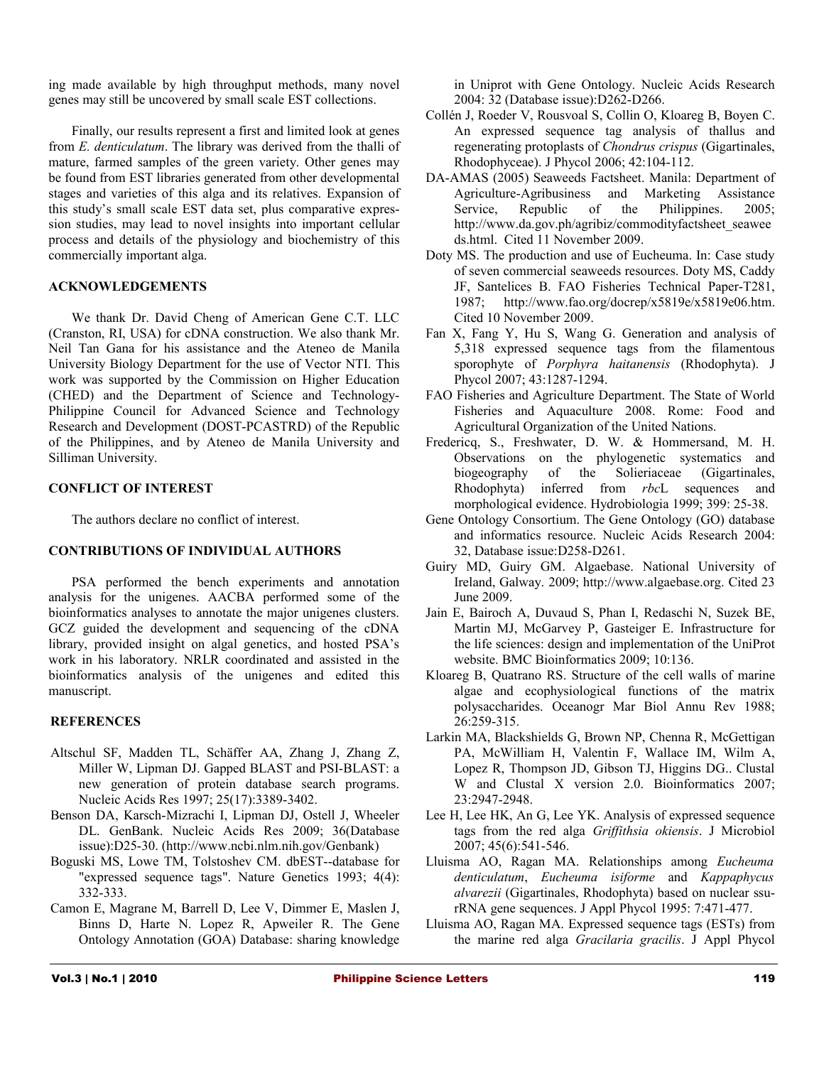ing made available by high throughput methods, many novel genes may still be uncovered by small scale EST collections.

Finally, our results represent a first and limited look at genes from *E. denticulatum*. The library was derived from the thalli of mature, farmed samples of the green variety. Other genes may be found from EST libraries generated from other developmental stages and varieties of this alga and its relatives. Expansion of this study's small scale EST data set, plus comparative expression studies, may lead to novel insights into important cellular process and details of the physiology and biochemistry of this commercially important alga.

## ACKNOWLEDGEMENTS

We thank Dr. David Cheng of American Gene C.T. LLC (Cranston, RI, USA) for cDNA construction. We also thank Mr. Neil Tan Gana for his assistance and the Ateneo de Manila University Biology Department for the use of Vector NTI. This work was supported by the Commission on Higher Education (CHED) and the Department of Science and Technology-Philippine Council for Advanced Science and Technology Research and Development (DOST-PCASTRD) of the Republic of the Philippines, and by Ateneo de Manila University and Silliman University.

## CONFLICT OF INTEREST

The authors declare no conflict of interest.

## CONTRIBUTIONS OF INDIVIDUAL AUTHORS

PSA performed the bench experiments and annotation analysis for the unigenes. AACBA performed some of the bioinformatics analyses to annotate the major unigenes clusters. GCZ guided the development and sequencing of the cDNA library, provided insight on algal genetics, and hosted PSA's work in his laboratory. NRLR coordinated and assisted in the bioinformatics analysis of the unigenes and edited this manuscript.

## REFERENCES

Altschul SF, Madden TL, Schäffer AA, Zhang J, Zhang Z, Miller W, Lipman DJ. Gapped BLAST and PSI-BLAST: a new generation of protein database search programs. Nucleic Acids Res 1997; 25(17):3389-3402.

Benson DA, Karsch-Mizrachi I, Lipman DJ, Ostell J, Wheeler DL. GenBank. Nucleic Acids Res 2009; 36(Database issue):D25-30. (http://www.ncbi.nlm.nih.gov/Genbank)

Boguski MS, Lowe TM, Tolstoshev CM. dbEST--database for "expressed sequence tags". Nature Genetics 1993; 4(4): 332-333.

Camon E, Magrane M, Barrell D, Lee V, Dimmer E, Maslen J, Binns D, Harte N. Lopez R, Apweiler R. The Gene Ontology Annotation (GOA) Database: sharing knowledge in Uniprot with Gene Ontology. Nucleic Acids Research 2004: 32 (Database issue):D262-D266.

Collén J, Roeder V, Rousvoal S, Collin O, Kloareg B, Boyen C. An expressed sequence tag analysis of thallus and regenerating protoplasts of *Chondrus crispus* (Gigartinales, Rhodophyceae). J Phycol 2006; 42:104-112.

DA-AMAS (2005) Seaweeds Factsheet. Manila: Department of Agriculture-Agribusiness and Marketing Assistance Service, Republic of the Philippines. 2005; http://www.da.gov.ph/agribiz/commodityfactsheet_seaweeds.html. Cited 11 November 2009.

Doty MS. The production and use of Eucheuma. In: Case study of seven commercial seaweeds resources. Doty MS, Caddy JF, Santelices B. FAO Fisheries Technical Paper-T281, 1987; http://www.fao.org/docrep/x5819e/x5819e06.htm. Cited 10 November 2009.

Fan X, Fang Y, Hu S, Wang G. Generation and analysis of 5,318 expressed sequence tags from the filamentous sporophyte of *Porphyra haitanensis* (Rhodophyta). J Phycol 2007; 43:1287-1294.

FAO Fisheries and Agriculture Department. The State of World Fisheries and Aquaculture 2008. Rome: Food and Agricultural Organization of the United Nations.

Fredericq, S., Freshwater, D. W. & Hommersand, M. H. Observations on the phylogenetic systematics and biogeography of the Solieriaceae (Gigartinales, Rhodophyta) inferred from *rbc*L sequences and morphological evidence. Hydrobiologia 1999; 399: 25-38.

Gene Ontology Consortium. The Gene Ontology (GO) database and informatics resource. Nucleic Acids Research 2004: 32, Database issue:D258-D261.

Guiry MD, Guiry GM. Algaebase. National University of Ireland, Galway. 2009; http://www.algaebase.org. Cited 23 June 2009.

Jain E, Bairoch A, Duvaud S, Phan I, Redaschi N, Suzek BE, Martin MJ, McGarvey P, Gasteiger E. Infrastructure for the life sciences: design and implementation of the UniProt website. BMC Bioinformatics 2009; 10:136.

Kloareg B, Quatrano RS. Structure of the cell walls of marine algae and ecophysiological functions of the matrix polysaccharides. Oceanogr Mar Biol Annu Rev 1988; 26:259-315.

Larkin MA, Blackshields G, Brown NP, Chenna R, McGettigan PA, McWilliam H, Valentin F, Wallace IM, Wilm A, Lopez R, Thompson JD, Gibson TJ, Higgins DG.. Clustal W and Clustal X version 2.0. Bioinformatics 2007; 23:2947-2948.

Lee H, Lee HK, An G, Lee YK. Analysis of expressed sequence tags from the red alga *Griffithsia okiensis*. J Microbiol 2007; 45(6):541-546.

Lluisma AO, Ragan MA. Relationships among *Eucheuma denticulatum*, *Eucheuma isiforme* and *Kappaphycus alvarezii* (Gigartinales, Rhodophyta) based on nuclear ssu-rRNA gene sequences. J Appl Phycol 1995: 7:471-477.

Lluisma AO, Ragan MA. Expressed sequence tags (ESTs) from the marine red alga *Gracilaria gracilis*. J Appl Phycol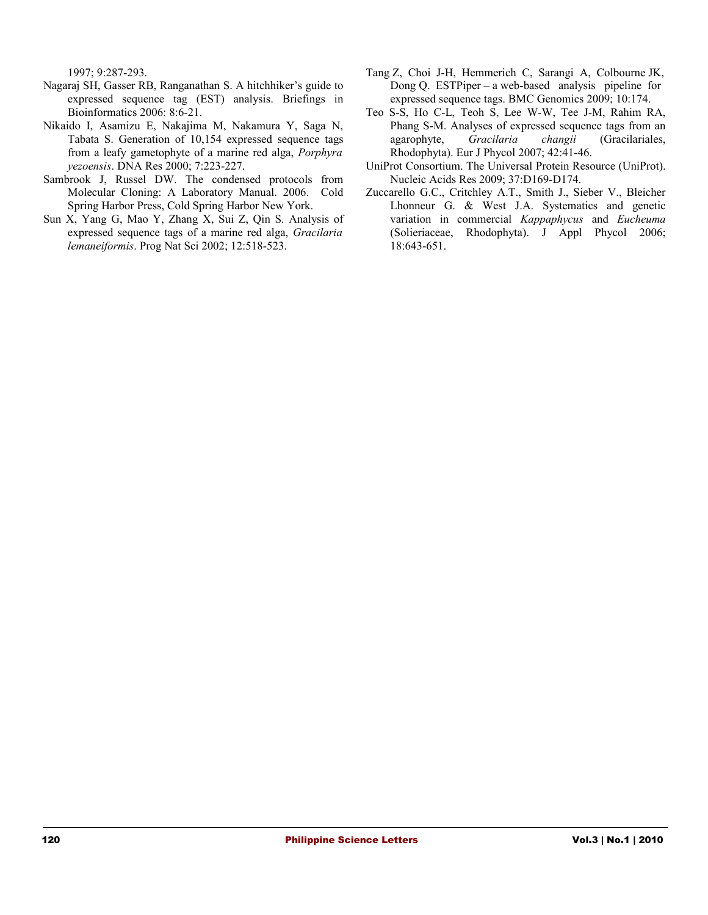1997; 9:287-293.

Nagaraj SH, Gasser RB, Ranganathan S. A hitchhiker's guide to expressed sequence tag (EST) analysis. Briefings in Bioinformatics 2006: 8:6-21.

Nikaido I, Asamizu E, Nakajima M, Nakamura Y, Saga N, Tabata S. Generation of 10,154 expressed sequence tags from a leafy gametophyte of a marine red alga, *Porphyra yezoensis*. DNA Res 2000; 7:223-227.

Sambrook J, Russel DW. The condensed protocols from Molecular Cloning: A Laboratory Manual. 2006. Cold Spring Harbor Press, Cold Spring Harbor New York.

Sun X, Yang G, Mao Y, Zhang X, Sui Z, Qin S. Analysis of expressed sequence tags of a marine red alga, *Gracilaria lemaneiformis*. Prog Nat Sci 2002; 12:518-523.

Tang Z, Choi J-H, Hemmerich C, Sarangi A, Colbourne JK, Dong Q. ESTPiper – a web-based analysis pipeline for expressed sequence tags. BMC Genomics 2009; 10:174.

Teo S-S, Ho C-L, Teoh S, Lee W-W, Tee J-M, Rahim RA, Phang S-M. Analyses of expressed sequence tags from an agarophyte, *Gracilaria changii* (Gracilariales, Rhodophyta). Eur J Phycol 2007; 42:41-46.

UniProt Consortium. The Universal Protein Resource (UniProt). Nucleic Acids Res 2009; 37:D169-D174.

Zuccarello G.C., Critchley A.T., Smith J., Sieber V., Bleicher Lhonneur G. & West J.A. Systematics and genetic variation in commercial *Kappaphycus* and *Eucheuma* (Solieriaceae, Rhodophyta). J Appl Phycol 2006; 18:643-651.